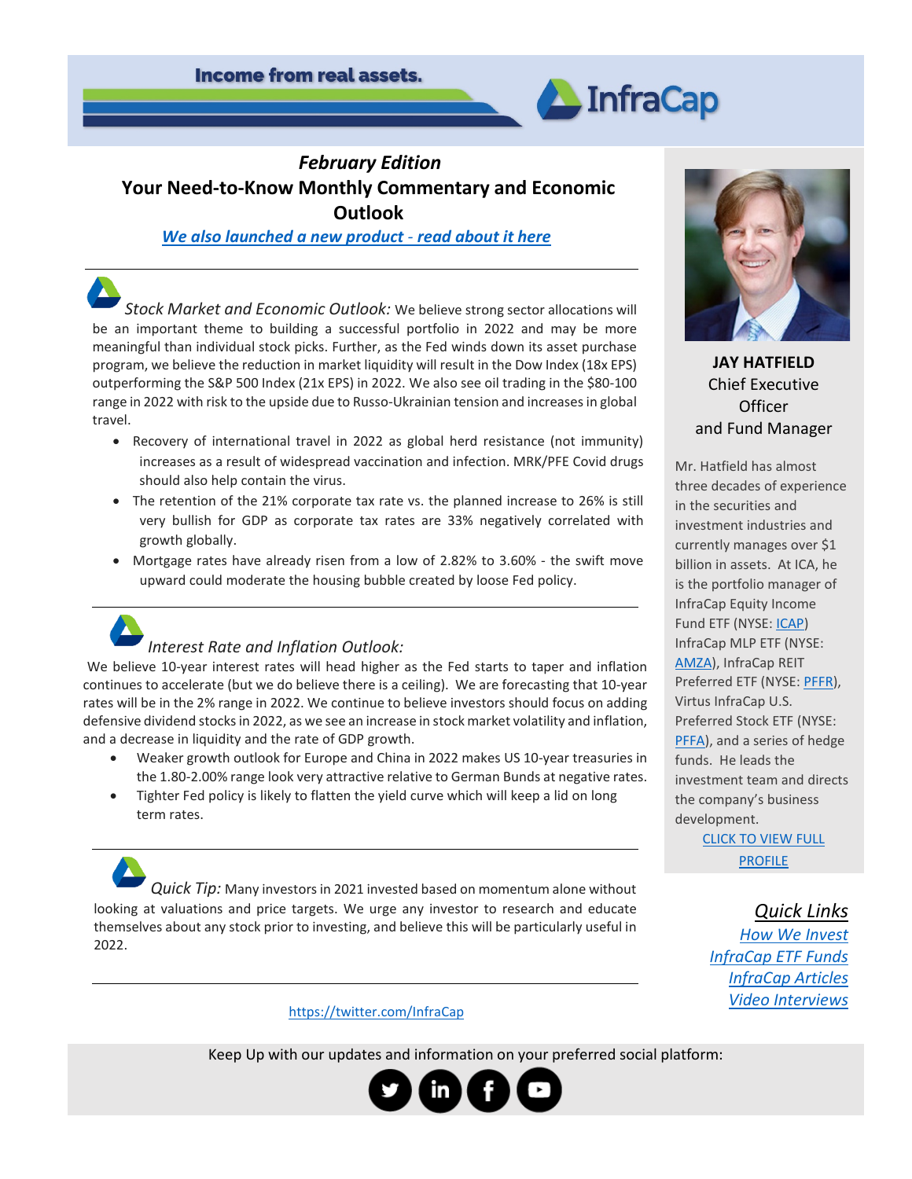Income from real assets.

InfraCap

## *February Edition*

## Your Need-to-Know Monthly Commentary and Economic Outlook

***We also launched a new product - read about it here***

*Stock Market and Economic Outlook:* We believe strong sector allocations will be an important theme to building a successful portfolio in 2022 and may be more meaningful than individual stock picks. Further, as the Fed winds down its asset purchase program, we believe the reduction in market liquidity will result in the Dow Index (18x EPS) outperforming the S&P 500 Index (21x EPS) in 2022. We also see oil trading in the $80-100 range in 2022 with risk to the upside due to Russo-Ukrainian tension and increases in global travel.

- Recovery of international travel in 2022 as global herd resistance (not immunity) increases as a result of widespread vaccination and infection. MRK/PFE Covid drugs should also help contain the virus.
- The retention of the 21% corporate tax rate vs. the planned increase to 26% is still very bullish for GDP as corporate tax rates are 33% negatively correlated with growth globally.
- Mortgage rates have already risen from a low of 2.82% to 3.60% - the swift move upward could moderate the housing bubble created by loose Fed policy.

*Interest Rate and Inflation Outlook:*

We believe 10-year interest rates will head higher as the Fed starts to taper and inflation continues to accelerate (but we do believe there is a ceiling). We are forecasting that 10-year rates will be in the 2% range in 2022. We continue to believe investors should focus on adding defensive dividend stocks in 2022, as we see an increase in stock market volatility and inflation, and a decrease in liquidity and the rate of GDP growth.

- Weaker growth outlook for Europe and China in 2022 makes US 10-year treasuries in the 1.80-2.00% range look very attractive relative to German Bunds at negative rates.
- Tighter Fed policy is likely to flatten the yield curve which will keep a lid on long term rates.

*Quick Tip:* Many investors in 2021 invested based on momentum alone without looking at valuations and price targets. We urge any investor to research and educate themselves about any stock prior to investing, and believe this will be particularly useful in 2022.

https://twitter.com/InfraCap

**JAY HATFIELD**
Chief Executive Officer
and Fund Manager

Mr. Hatfield has almost three decades of experience in the securities and investment industries and currently manages over $1 billion in assets. At ICA, he is the portfolio manager of InfraCap Equity Income Fund ETF (NYSE: ICAP) InfraCap MLP ETF (NYSE: AMZA), InfraCap REIT Preferred ETF (NYSE: PFFR), Virtus InfraCap U.S. Preferred Stock ETF (NYSE: PFFA), and a series of hedge funds. He leads the investment team and directs the company's business development.

CLICK TO VIEW FULL PROFILE

***Quick Links***

*How We Invest*
*InfraCap ETF Funds*
*InfraCap Articles*
*Video Interviews*

Keep Up with our updates and information on your preferred social platform: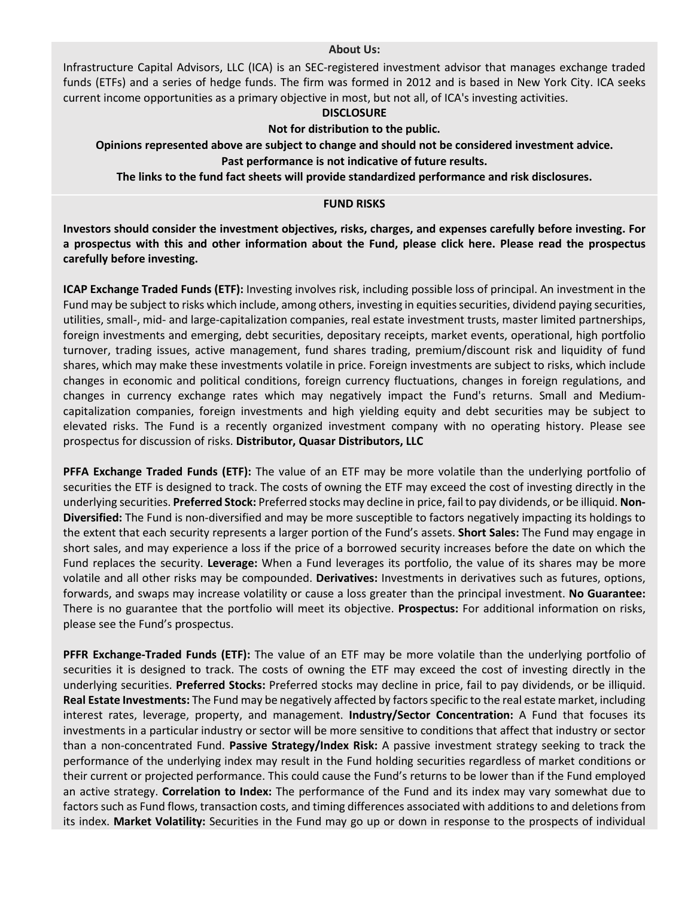**About Us:**

Infrastructure Capital Advisors, LLC (ICA) is an SEC-registered investment advisor that manages exchange traded funds (ETFs) and a series of hedge funds. The firm was formed in 2012 and is based in New York City. ICA seeks current income opportunities as a primary objective in most, but not all, of ICA's investing activities.

**DISCLOSURE**

**Not for distribution to the public.**

**Opinions represented above are subject to change and should not be considered investment advice.**

**Past performance is not indicative of future results.**

**The links to the fund fact sheets will provide standardized performance and risk disclosures.**

**FUND RISKS**

**Investors should consider the investment objectives, risks, charges, and expenses carefully before investing. For a prospectus with this and other information about the Fund, please click here. Please read the prospectus carefully before investing.**

**ICAP Exchange Traded Funds (ETF):** Investing involves risk, including possible loss of principal. An investment in the Fund may be subject to risks which include, among others, investing in equities securities, dividend paying securities, utilities, small-, mid- and large-capitalization companies, real estate investment trusts, master limited partnerships, foreign investments and emerging, debt securities, depositary receipts, market events, operational, high portfolio turnover, trading issues, active management, fund shares trading, premium/discount risk and liquidity of fund shares, which may make these investments volatile in price. Foreign investments are subject to risks, which include changes in economic and political conditions, foreign currency fluctuations, changes in foreign regulations, and changes in currency exchange rates which may negatively impact the Fund's returns. Small and Medium-capitalization companies, foreign investments and high yielding equity and debt securities may be subject to elevated risks. The Fund is a recently organized investment company with no operating history. Please see prospectus for discussion of risks. **Distributor, Quasar Distributors, LLC**

**PFFA Exchange Traded Funds (ETF):** The value of an ETF may be more volatile than the underlying portfolio of securities the ETF is designed to track. The costs of owning the ETF may exceed the cost of investing directly in the underlying securities. **Preferred Stock:** Preferred stocks may decline in price, fail to pay dividends, or be illiquid. **Non-Diversified:** The Fund is non-diversified and may be more susceptible to factors negatively impacting its holdings to the extent that each security represents a larger portion of the Fund's assets. **Short Sales:** The Fund may engage in short sales, and may experience a loss if the price of a borrowed security increases before the date on which the Fund replaces the security. **Leverage:** When a Fund leverages its portfolio, the value of its shares may be more volatile and all other risks may be compounded. **Derivatives:** Investments in derivatives such as futures, options, forwards, and swaps may increase volatility or cause a loss greater than the principal investment. **No Guarantee:** There is no guarantee that the portfolio will meet its objective. **Prospectus:** For additional information on risks, please see the Fund's prospectus.

**PFFR Exchange-Traded Funds (ETF):** The value of an ETF may be more volatile than the underlying portfolio of securities it is designed to track. The costs of owning the ETF may exceed the cost of investing directly in the underlying securities. **Preferred Stocks:** Preferred stocks may decline in price, fail to pay dividends, or be illiquid. **Real Estate Investments:** The Fund may be negatively affected by factors specific to the real estate market, including interest rates, leverage, property, and management. **Industry/Sector Concentration:** A Fund that focuses its investments in a particular industry or sector will be more sensitive to conditions that affect that industry or sector than a non-concentrated Fund. **Passive Strategy/Index Risk:** A passive investment strategy seeking to track the performance of the underlying index may result in the Fund holding securities regardless of market conditions or their current or projected performance. This could cause the Fund's returns to be lower than if the Fund employed an active strategy. **Correlation to Index:** The performance of the Fund and its index may vary somewhat due to factors such as Fund flows, transaction costs, and timing differences associated with additions to and deletions from its index. **Market Volatility:** Securities in the Fund may go up or down in response to the prospects of individual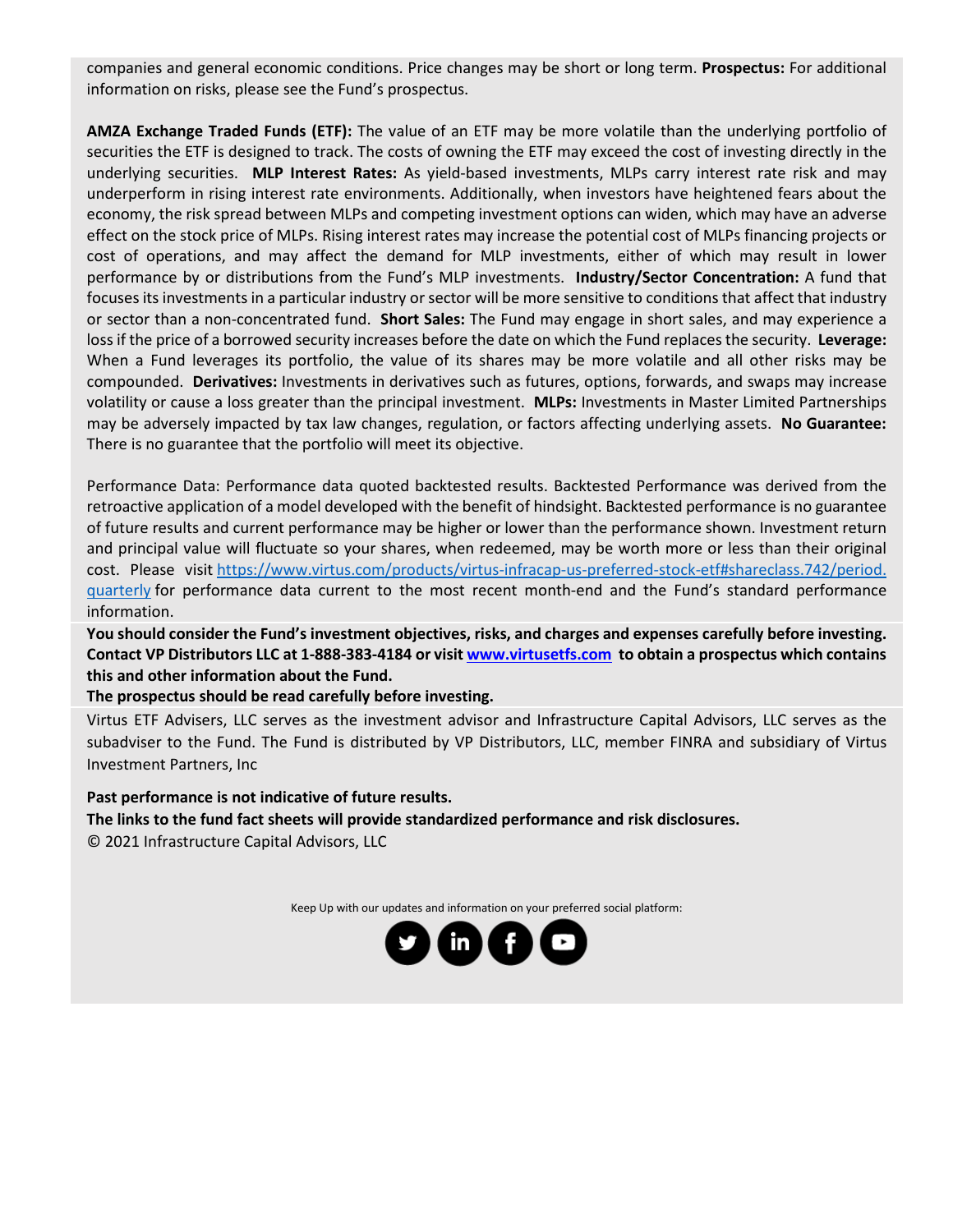companies and general economic conditions. Price changes may be short or long term. **Prospectus:** For additional information on risks, please see the Fund's prospectus.

**AMZA Exchange Traded Funds (ETF):** The value of an ETF may be more volatile than the underlying portfolio of securities the ETF is designed to track. The costs of owning the ETF may exceed the cost of investing directly in the underlying securities. **MLP Interest Rates:** As yield-based investments, MLPs carry interest rate risk and may underperform in rising interest rate environments. Additionally, when investors have heightened fears about the economy, the risk spread between MLPs and competing investment options can widen, which may have an adverse effect on the stock price of MLPs. Rising interest rates may increase the potential cost of MLPs financing projects or cost of operations, and may affect the demand for MLP investments, either of which may result in lower performance by or distributions from the Fund's MLP investments. **Industry/Sector Concentration:** A fund that focuses its investments in a particular industry or sector will be more sensitive to conditions that affect that industry or sector than a non-concentrated fund. **Short Sales:** The Fund may engage in short sales, and may experience a loss if the price of a borrowed security increases before the date on which the Fund replaces the security. **Leverage:** When a Fund leverages its portfolio, the value of its shares may be more volatile and all other risks may be compounded. **Derivatives:** Investments in derivatives such as futures, options, forwards, and swaps may increase volatility or cause a loss greater than the principal investment. **MLPs:** Investments in Master Limited Partnerships may be adversely impacted by tax law changes, regulation, or factors affecting underlying assets. **No Guarantee:** There is no guarantee that the portfolio will meet its objective.

Performance Data: Performance data quoted backtested results. Backtested Performance was derived from the retroactive application of a model developed with the benefit of hindsight. Backtested performance is no guarantee of future results and current performance may be higher or lower than the performance shown. Investment return and principal value will fluctuate so your shares, when redeemed, may be worth more or less than their original cost. Please visit https://www.virtus.com/products/virtus-infracap-us-preferred-stock-etf#shareclass.742/period.quarterly for performance data current to the most recent month-end and the Fund's standard performance information.

**You should consider the Fund's investment objectives, risks, and charges and expenses carefully before investing. Contact VP Distributors LLC at 1-888-383-4184 or visit www.virtusetfs.com to obtain a prospectus which contains this and other information about the Fund.**
**The prospectus should be read carefully before investing.**

Virtus ETF Advisers, LLC serves as the investment advisor and Infrastructure Capital Advisors, LLC serves as the subadviser to the Fund. The Fund is distributed by VP Distributors, LLC, member FINRA and subsidiary of Virtus Investment Partners, Inc

**Past performance is not indicative of future results.**
**The links to the fund fact sheets will provide standardized performance and risk disclosures.**
© 2021 Infrastructure Capital Advisors, LLC

Keep Up with our updates and information on your preferred social platform: